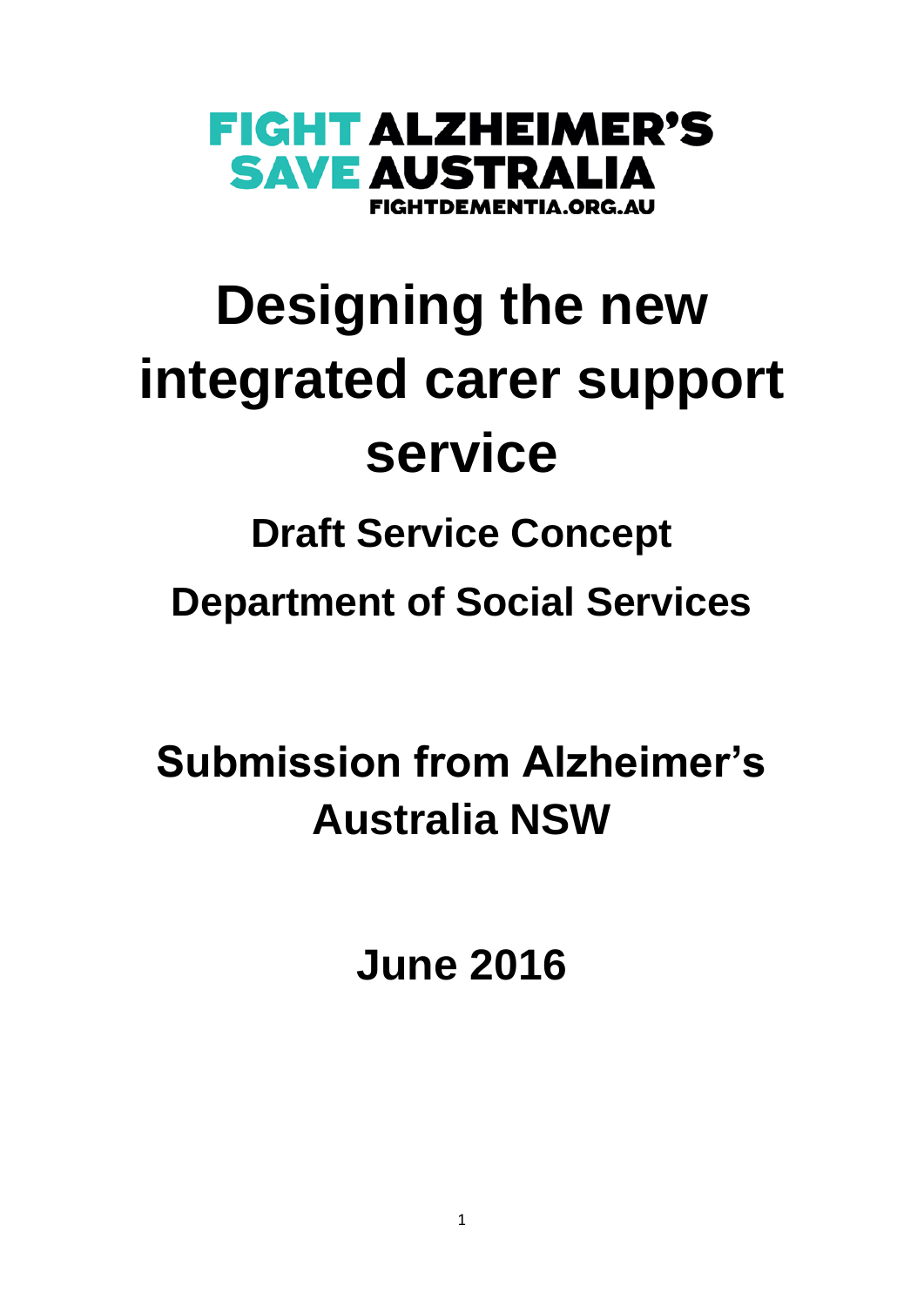FIGHT ALZHEIMER'S
SAVE AUSTRALIA
FIGHTDEMENTIA.ORG.AU

# Designing the new integrated carer support service

## Draft Service Concept

## Department of Social Services

## Submission from Alzheimer's Australia NSW

## June 2016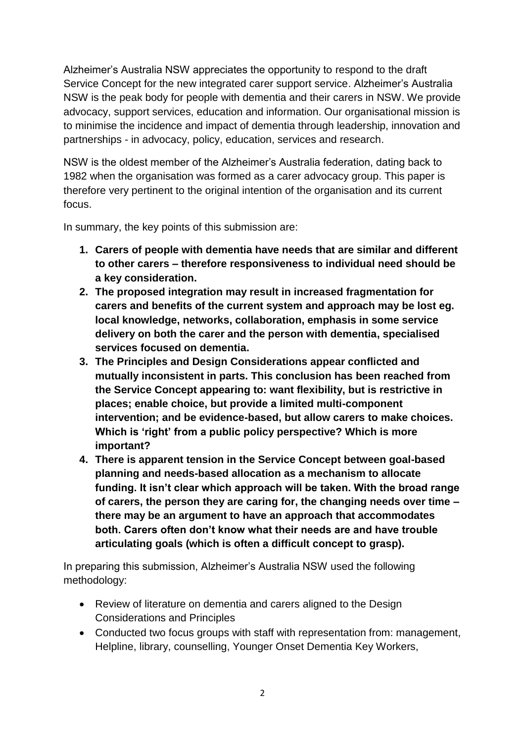Alzheimer's Australia NSW appreciates the opportunity to respond to the draft Service Concept for the new integrated carer support service. Alzheimer's Australia NSW is the peak body for people with dementia and their carers in NSW. We provide advocacy, support services, education and information. Our organisational mission is to minimise the incidence and impact of dementia through leadership, innovation and partnerships - in advocacy, policy, education, services and research.

NSW is the oldest member of the Alzheimer's Australia federation, dating back to 1982 when the organisation was formed as a carer advocacy group. This paper is therefore very pertinent to the original intention of the organisation and its current focus.

In summary, the key points of this submission are:

1. **Carers of people with dementia have needs that are similar and different to other carers – therefore responsiveness to individual need should be a key consideration.**
2. **The proposed integration may result in increased fragmentation for carers and benefits of the current system and approach may be lost eg. local knowledge, networks, collaboration, emphasis in some service delivery on both the carer and the person with dementia, specialised services focused on dementia.**
3. **The Principles and Design Considerations appear conflicted and mutually inconsistent in parts. This conclusion has been reached from the Service Concept appearing to: want flexibility, but is restrictive in places; enable choice, but provide a limited multi-component intervention; and be evidence-based, but allow carers to make choices. Which is 'right' from a public policy perspective? Which is more important?**
4. **There is apparent tension in the Service Concept between goal-based planning and needs-based allocation as a mechanism to allocate funding. It isn't clear which approach will be taken. With the broad range of carers, the person they are caring for, the changing needs over time – there may be an argument to have an approach that accommodates both. Carers often don't know what their needs are and have trouble articulating goals (which is often a difficult concept to grasp).**

In preparing this submission, Alzheimer's Australia NSW used the following methodology:

- Review of literature on dementia and carers aligned to the Design Considerations and Principles
- Conducted two focus groups with staff with representation from: management, Helpline, library, counselling, Younger Onset Dementia Key Workers,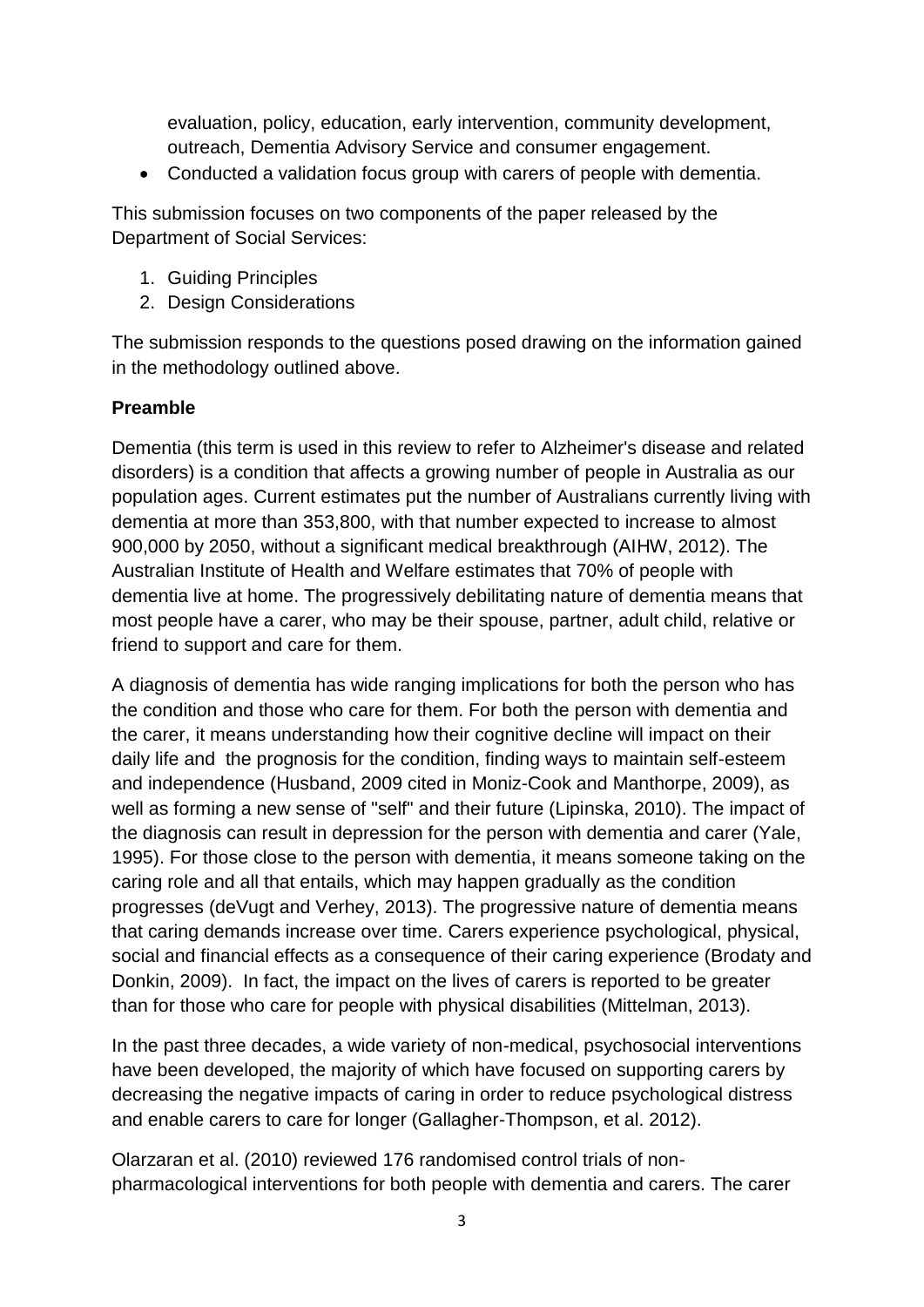evaluation, policy, education, early intervention, community development, outreach, Dementia Advisory Service and consumer engagement.

- Conducted a validation focus group with carers of people with dementia.

This submission focuses on two components of the paper released by the Department of Social Services:

1. Guiding Principles
2. Design Considerations

The submission responds to the questions posed drawing on the information gained in the methodology outlined above.

**Preamble**

Dementia (this term is used in this review to refer to Alzheimer's disease and related disorders) is a condition that affects a growing number of people in Australia as our population ages. Current estimates put the number of Australians currently living with dementia at more than 353,800, with that number expected to increase to almost 900,000 by 2050, without a significant medical breakthrough (AIHW, 2012). The Australian Institute of Health and Welfare estimates that 70% of people with dementia live at home. The progressively debilitating nature of dementia means that most people have a carer, who may be their spouse, partner, adult child, relative or friend to support and care for them.

A diagnosis of dementia has wide ranging implications for both the person who has the condition and those who care for them. For both the person with dementia and the carer, it means understanding how their cognitive decline will impact on their daily life and the prognosis for the condition, finding ways to maintain self-esteem and independence (Husband, 2009 cited in Moniz-Cook and Manthorpe, 2009), as well as forming a new sense of "self" and their future (Lipinska, 2010). The impact of the diagnosis can result in depression for the person with dementia and carer (Yale, 1995). For those close to the person with dementia, it means someone taking on the caring role and all that entails, which may happen gradually as the condition progresses (deVugt and Verhey, 2013). The progressive nature of dementia means that caring demands increase over time. Carers experience psychological, physical, social and financial effects as a consequence of their caring experience (Brodaty and Donkin, 2009). In fact, the impact on the lives of carers is reported to be greater than for those who care for people with physical disabilities (Mittelman, 2013).

In the past three decades, a wide variety of non-medical, psychosocial interventions have been developed, the majority of which have focused on supporting carers by decreasing the negative impacts of caring in order to reduce psychological distress and enable carers to care for longer (Gallagher-Thompson, et al. 2012).

Olarzaran et al. (2010) reviewed 176 randomised control trials of non-pharmacological interventions for both people with dementia and carers. The carer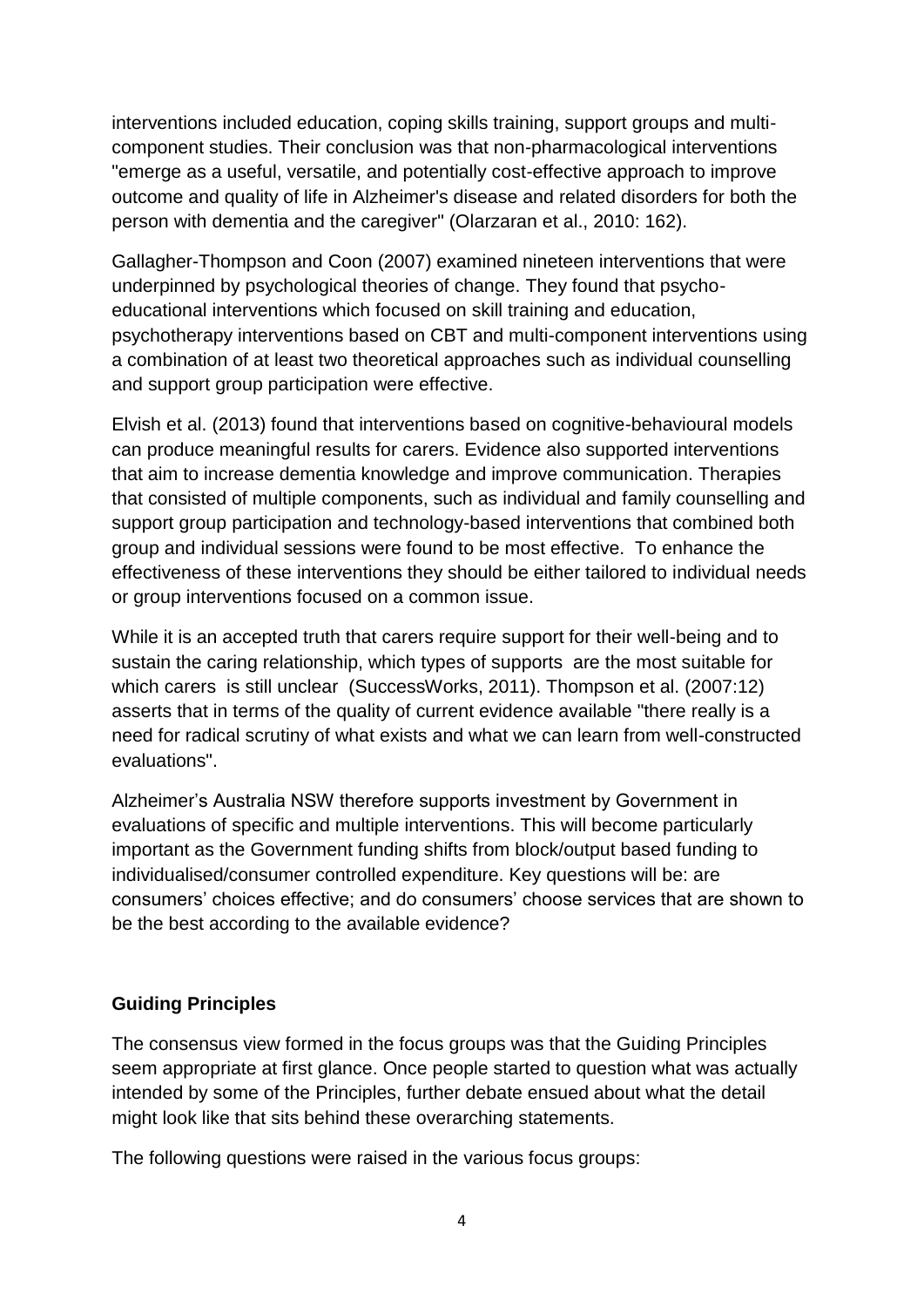interventions included education, coping skills training, support groups and multi-component studies. Their conclusion was that non-pharmacological interventions "emerge as a useful, versatile, and potentially cost-effective approach to improve outcome and quality of life in Alzheimer's disease and related disorders for both the person with dementia and the caregiver" (Olarzaran et al., 2010: 162).

Gallagher-Thompson and Coon (2007) examined nineteen interventions that were underpinned by psychological theories of change. They found that psycho-educational interventions which focused on skill training and education, psychotherapy interventions based on CBT and multi-component interventions using a combination of at least two theoretical approaches such as individual counselling and support group participation were effective.

Elvish et al. (2013) found that interventions based on cognitive-behavioural models can produce meaningful results for carers. Evidence also supported interventions that aim to increase dementia knowledge and improve communication. Therapies that consisted of multiple components, such as individual and family counselling and support group participation and technology-based interventions that combined both group and individual sessions were found to be most effective. To enhance the effectiveness of these interventions they should be either tailored to individual needs or group interventions focused on a common issue.

While it is an accepted truth that carers require support for their well-being and to sustain the caring relationship, which types of supports are the most suitable for which carers is still unclear (SuccessWorks, 2011). Thompson et al. (2007:12) asserts that in terms of the quality of current evidence available "there really is a need for radical scrutiny of what exists and what we can learn from well-constructed evaluations".

Alzheimer's Australia NSW therefore supports investment by Government in evaluations of specific and multiple interventions. This will become particularly important as the Government funding shifts from block/output based funding to individualised/consumer controlled expenditure. Key questions will be: are consumers' choices effective; and do consumers' choose services that are shown to be the best according to the available evidence?

## Guiding Principles

The consensus view formed in the focus groups was that the Guiding Principles seem appropriate at first glance. Once people started to question what was actually intended by some of the Principles, further debate ensued about what the detail might look like that sits behind these overarching statements.

The following questions were raised in the various focus groups: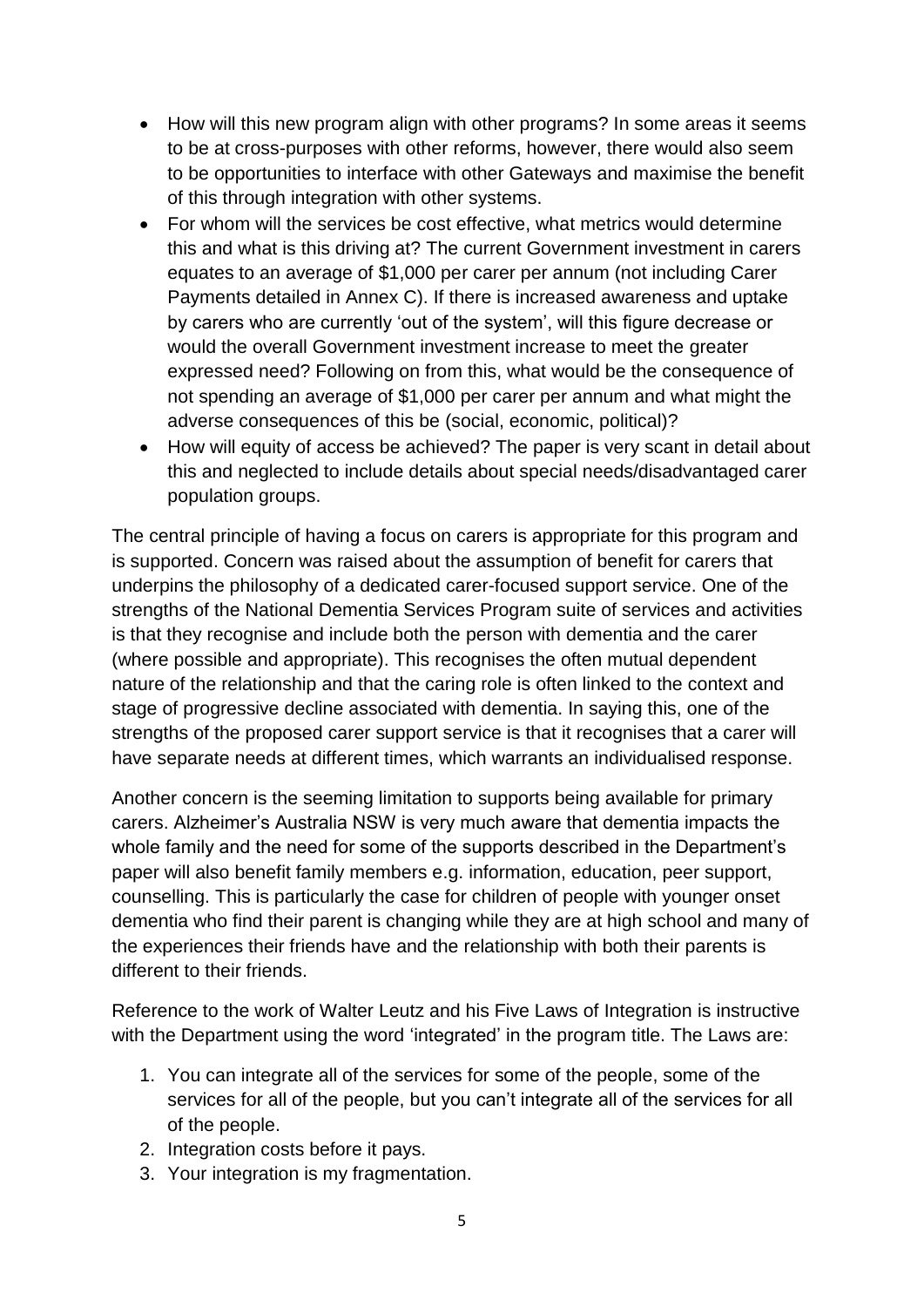- How will this new program align with other programs? In some areas it seems to be at cross-purposes with other reforms, however, there would also seem to be opportunities to interface with other Gateways and maximise the benefit of this through integration with other systems.
- For whom will the services be cost effective, what metrics would determine this and what is this driving at? The current Government investment in carers equates to an average of $1,000 per carer per annum (not including Carer Payments detailed in Annex C). If there is increased awareness and uptake by carers who are currently 'out of the system', will this figure decrease or would the overall Government investment increase to meet the greater expressed need? Following on from this, what would be the consequence of not spending an average of $1,000 per carer per annum and what might the adverse consequences of this be (social, economic, political)?
- How will equity of access be achieved? The paper is very scant in detail about this and neglected to include details about special needs/disadvantaged carer population groups.

The central principle of having a focus on carers is appropriate for this program and is supported. Concern was raised about the assumption of benefit for carers that underpins the philosophy of a dedicated carer-focused support service. One of the strengths of the National Dementia Services Program suite of services and activities is that they recognise and include both the person with dementia and the carer (where possible and appropriate). This recognises the often mutual dependent nature of the relationship and that the caring role is often linked to the context and stage of progressive decline associated with dementia. In saying this, one of the strengths of the proposed carer support service is that it recognises that a carer will have separate needs at different times, which warrants an individualised response.

Another concern is the seeming limitation to supports being available for primary carers. Alzheimer's Australia NSW is very much aware that dementia impacts the whole family and the need for some of the supports described in the Department's paper will also benefit family members e.g. information, education, peer support, counselling. This is particularly the case for children of people with younger onset dementia who find their parent is changing while they are at high school and many of the experiences their friends have and the relationship with both their parents is different to their friends.

Reference to the work of Walter Leutz and his Five Laws of Integration is instructive with the Department using the word 'integrated' in the program title. The Laws are:

1. You can integrate all of the services for some of the people, some of the services for all of the people, but you can't integrate all of the services for all of the people.
2. Integration costs before it pays.
3. Your integration is my fragmentation.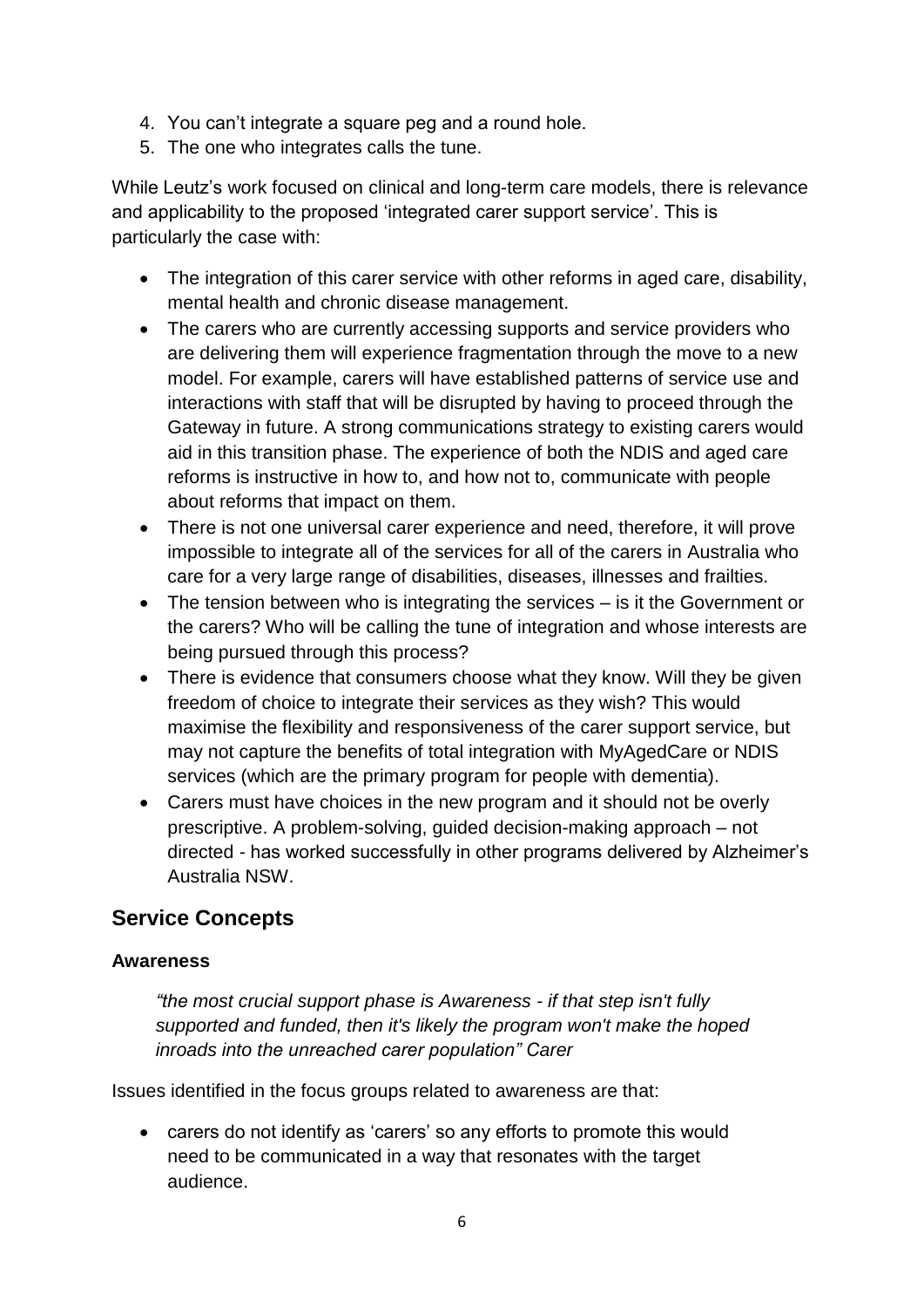4. You can't integrate a square peg and a round hole.
5. The one who integrates calls the tune.

While Leutz's work focused on clinical and long-term care models, there is relevance and applicability to the proposed 'integrated carer support service'. This is particularly the case with:

- The integration of this carer service with other reforms in aged care, disability, mental health and chronic disease management.
- The carers who are currently accessing supports and service providers who are delivering them will experience fragmentation through the move to a new model. For example, carers will have established patterns of service use and interactions with staff that will be disrupted by having to proceed through the Gateway in future. A strong communications strategy to existing carers would aid in this transition phase. The experience of both the NDIS and aged care reforms is instructive in how to, and how not to, communicate with people about reforms that impact on them.
- There is not one universal carer experience and need, therefore, it will prove impossible to integrate all of the services for all of the carers in Australia who care for a very large range of disabilities, diseases, illnesses and frailties.
- The tension between who is integrating the services – is it the Government or the carers? Who will be calling the tune of integration and whose interests are being pursued through this process?
- There is evidence that consumers choose what they know. Will they be given freedom of choice to integrate their services as they wish? This would maximise the flexibility and responsiveness of the carer support service, but may not capture the benefits of total integration with MyAgedCare or NDIS services (which are the primary program for people with dementia).
- Carers must have choices in the new program and it should not be overly prescriptive. A problem-solving, guided decision-making approach – not directed - has worked successfully in other programs delivered by Alzheimer's Australia NSW.

## Service Concepts

### Awareness

> *"the most crucial support phase is Awareness - if that step isn't fully supported and funded, then it's likely the program won't make the hoped inroads into the unreached carer population" Carer*

Issues identified in the focus groups related to awareness are that:

- carers do not identify as 'carers' so any efforts to promote this would need to be communicated in a way that resonates with the target audience.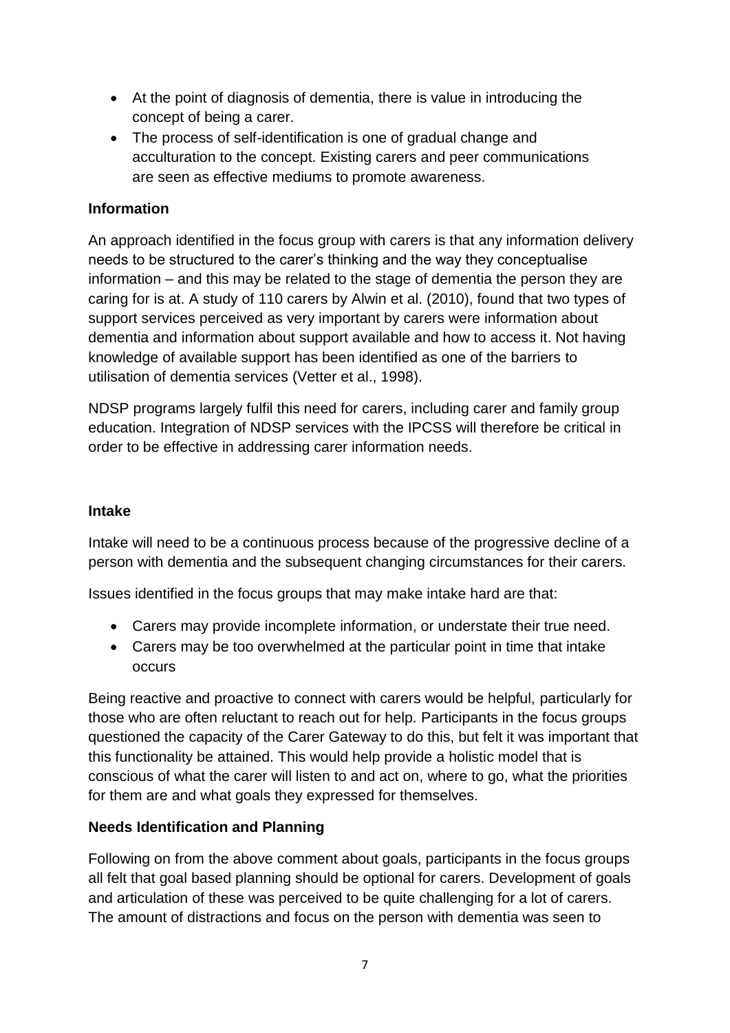- At the point of diagnosis of dementia, there is value in introducing the concept of being a carer.
- The process of self-identification is one of gradual change and acculturation to the concept. Existing carers and peer communications are seen as effective mediums to promote awareness.

**Information**

An approach identified in the focus group with carers is that any information delivery needs to be structured to the carer's thinking and the way they conceptualise information – and this may be related to the stage of dementia the person they are caring for is at. A study of 110 carers by Alwin et al. (2010), found that two types of support services perceived as very important by carers were information about dementia and information about support available and how to access it. Not having knowledge of available support has been identified as one of the barriers to utilisation of dementia services (Vetter et al., 1998).

NDSP programs largely fulfil this need for carers, including carer and family group education. Integration of NDSP services with the IPCSS will therefore be critical in order to be effective in addressing carer information needs.

**Intake**

Intake will need to be a continuous process because of the progressive decline of a person with dementia and the subsequent changing circumstances for their carers.

Issues identified in the focus groups that may make intake hard are that:

- Carers may provide incomplete information, or understate their true need.
- Carers may be too overwhelmed at the particular point in time that intake occurs

Being reactive and proactive to connect with carers would be helpful, particularly for those who are often reluctant to reach out for help. Participants in the focus groups questioned the capacity of the Carer Gateway to do this, but felt it was important that this functionality be attained. This would help provide a holistic model that is conscious of what the carer will listen to and act on, where to go, what the priorities for them are and what goals they expressed for themselves.

**Needs Identification and Planning**

Following on from the above comment about goals, participants in the focus groups all felt that goal based planning should be optional for carers. Development of goals and articulation of these was perceived to be quite challenging for a lot of carers. The amount of distractions and focus on the person with dementia was seen to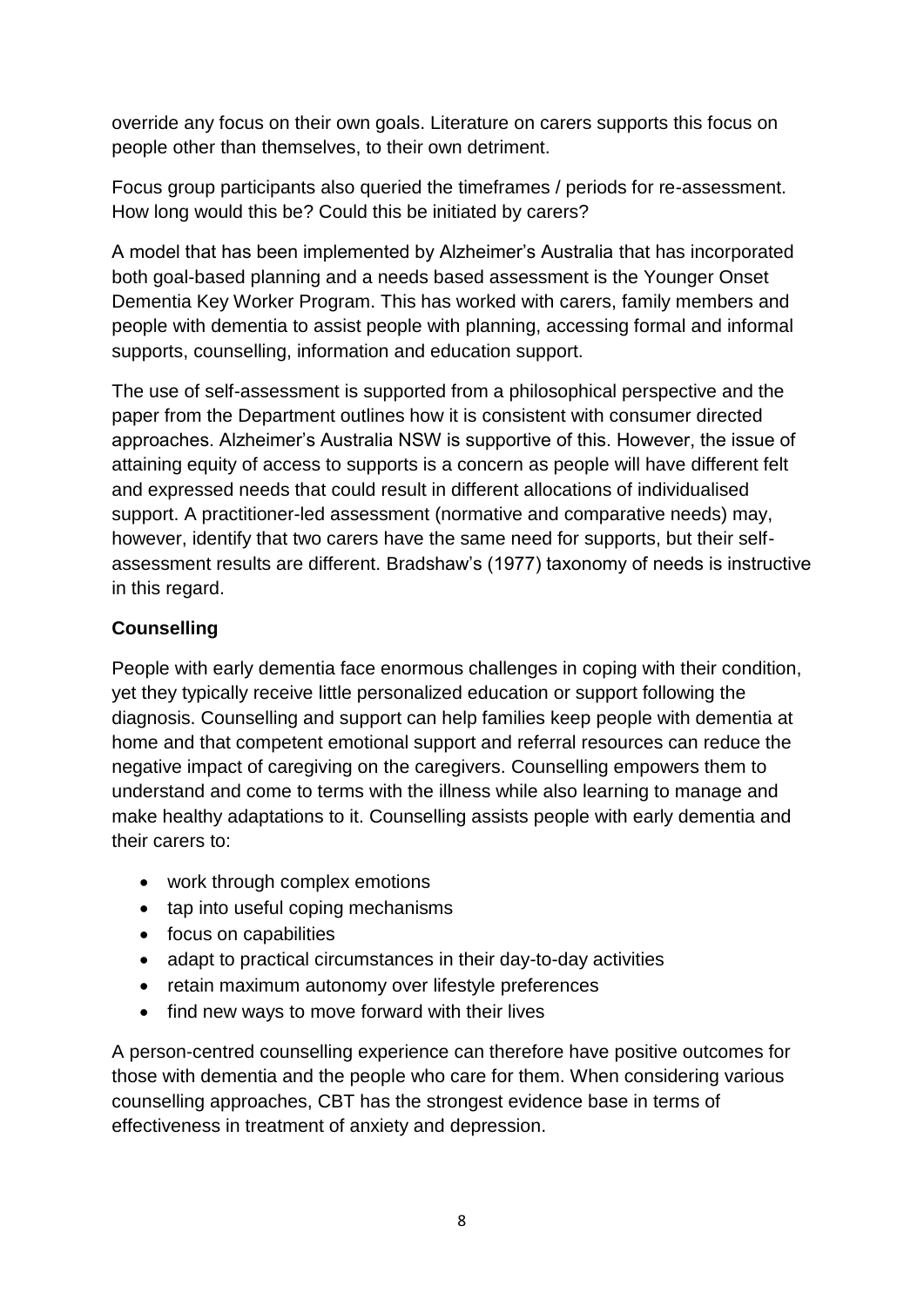override any focus on their own goals. Literature on carers supports this focus on people other than themselves, to their own detriment.

Focus group participants also queried the timeframes / periods for re-assessment. How long would this be? Could this be initiated by carers?

A model that has been implemented by Alzheimer's Australia that has incorporated both goal-based planning and a needs based assessment is the Younger Onset Dementia Key Worker Program. This has worked with carers, family members and people with dementia to assist people with planning, accessing formal and informal supports, counselling, information and education support.

The use of self-assessment is supported from a philosophical perspective and the paper from the Department outlines how it is consistent with consumer directed approaches. Alzheimer's Australia NSW is supportive of this. However, the issue of attaining equity of access to supports is a concern as people will have different felt and expressed needs that could result in different allocations of individualised support. A practitioner-led assessment (normative and comparative needs) may, however, identify that two carers have the same need for supports, but their self-assessment results are different. Bradshaw's (1977) taxonomy of needs is instructive in this regard.

**Counselling**

People with early dementia face enormous challenges in coping with their condition, yet they typically receive little personalized education or support following the diagnosis. Counselling and support can help families keep people with dementia at home and that competent emotional support and referral resources can reduce the negative impact of caregiving on the caregivers. Counselling empowers them to understand and come to terms with the illness while also learning to manage and make healthy adaptations to it. Counselling assists people with early dementia and their carers to:

- work through complex emotions
- tap into useful coping mechanisms
- focus on capabilities
- adapt to practical circumstances in their day-to-day activities
- retain maximum autonomy over lifestyle preferences
- find new ways to move forward with their lives

A person-centred counselling experience can therefore have positive outcomes for those with dementia and the people who care for them. When considering various counselling approaches, CBT has the strongest evidence base in terms of effectiveness in treatment of anxiety and depression.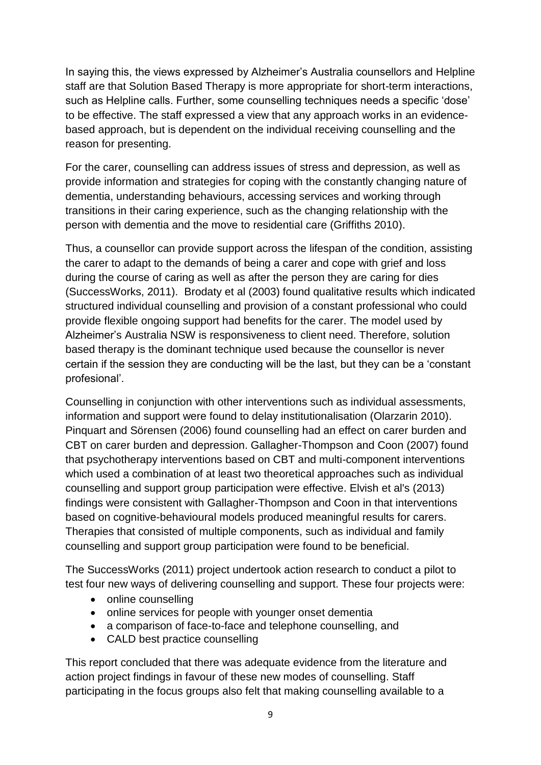In saying this, the views expressed by Alzheimer's Australia counsellors and Helpline staff are that Solution Based Therapy is more appropriate for short-term interactions, such as Helpline calls. Further, some counselling techniques needs a specific 'dose' to be effective. The staff expressed a view that any approach works in an evidence-based approach, but is dependent on the individual receiving counselling and the reason for presenting.

For the carer, counselling can address issues of stress and depression, as well as provide information and strategies for coping with the constantly changing nature of dementia, understanding behaviours, accessing services and working through transitions in their caring experience, such as the changing relationship with the person with dementia and the move to residential care (Griffiths 2010).

Thus, a counsellor can provide support across the lifespan of the condition, assisting the carer to adapt to the demands of being a carer and cope with grief and loss during the course of caring as well as after the person they are caring for dies (SuccessWorks, 2011). Brodaty et al (2003) found qualitative results which indicated structured individual counselling and provision of a constant professional who could provide flexible ongoing support had benefits for the carer. The model used by Alzheimer's Australia NSW is responsiveness to client need. Therefore, solution based therapy is the dominant technique used because the counsellor is never certain if the session they are conducting will be the last, but they can be a 'constant profesional'.

Counselling in conjunction with other interventions such as individual assessments, information and support were found to delay institutionalisation (Olarzarin 2010). Pinquart and Sörensen (2006) found counselling had an effect on carer burden and CBT on carer burden and depression. Gallagher-Thompson and Coon (2007) found that psychotherapy interventions based on CBT and multi-component interventions which used a combination of at least two theoretical approaches such as individual counselling and support group participation were effective. Elvish et al's (2013) findings were consistent with Gallagher-Thompson and Coon in that interventions based on cognitive-behavioural models produced meaningful results for carers. Therapies that consisted of multiple components, such as individual and family counselling and support group participation were found to be beneficial.

The SuccessWorks (2011) project undertook action research to conduct a pilot to test four new ways of delivering counselling and support. These four projects were:

- online counselling
- online services for people with younger onset dementia
- a comparison of face-to-face and telephone counselling, and
- CALD best practice counselling

This report concluded that there was adequate evidence from the literature and action project findings in favour of these new modes of counselling. Staff participating in the focus groups also felt that making counselling available to a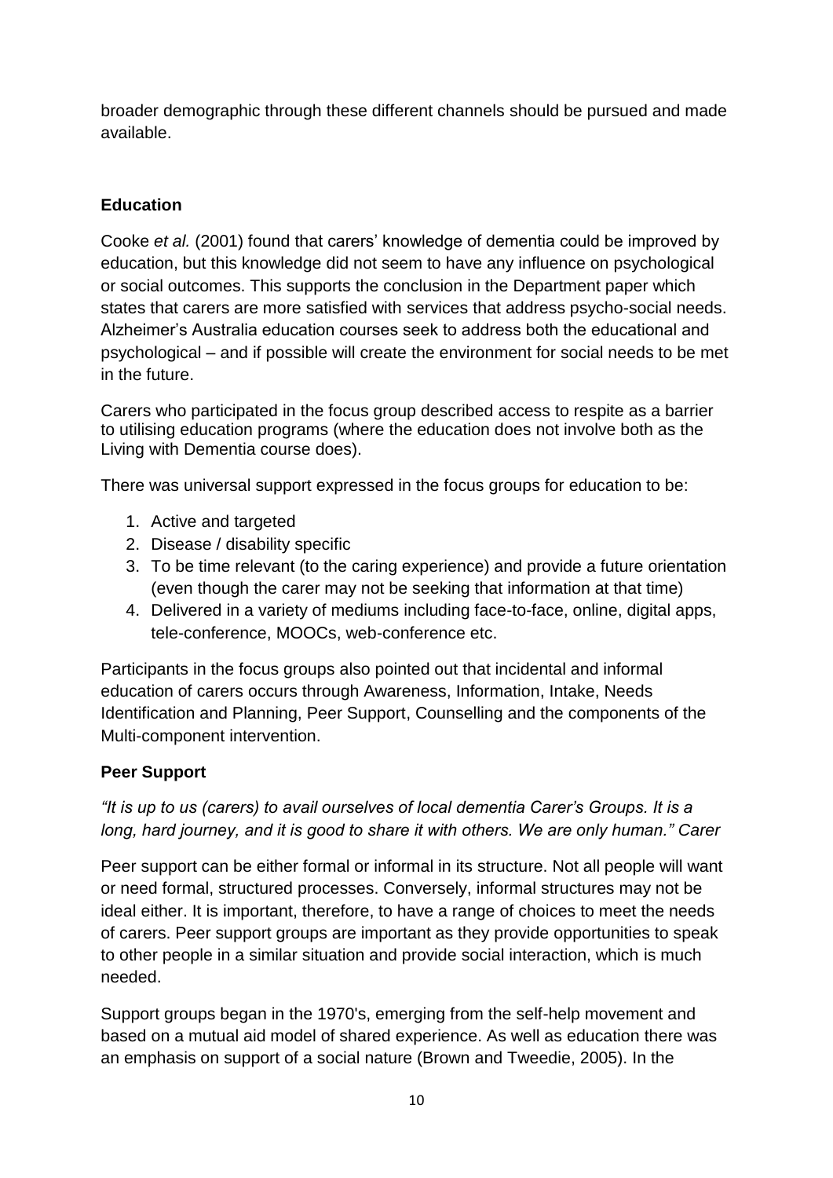broader demographic through these different channels should be pursued and made available.

## Education

Cooke *et al.* (2001) found that carers' knowledge of dementia could be improved by education, but this knowledge did not seem to have any influence on psychological or social outcomes. This supports the conclusion in the Department paper which states that carers are more satisfied with services that address psycho-social needs. Alzheimer's Australia education courses seek to address both the educational and psychological – and if possible will create the environment for social needs to be met in the future.

Carers who participated in the focus group described access to respite as a barrier to utilising education programs (where the education does not involve both as the Living with Dementia course does).

There was universal support expressed in the focus groups for education to be:

1. Active and targeted
2. Disease / disability specific
3. To be time relevant (to the caring experience) and provide a future orientation (even though the carer may not be seeking that information at that time)
4. Delivered in a variety of mediums including face-to-face, online, digital apps, tele-conference, MOOCs, web-conference etc.

Participants in the focus groups also pointed out that incidental and informal education of carers occurs through Awareness, Information, Intake, Needs Identification and Planning, Peer Support, Counselling and the components of the Multi-component intervention.

## Peer Support

*"It is up to us (carers) to avail ourselves of local dementia Carer's Groups. It is a long, hard journey, and it is good to share it with others. We are only human." Carer*

Peer support can be either formal or informal in its structure. Not all people will want or need formal, structured processes. Conversely, informal structures may not be ideal either. It is important, therefore, to have a range of choices to meet the needs of carers. Peer support groups are important as they provide opportunities to speak to other people in a similar situation and provide social interaction, which is much needed.

Support groups began in the 1970's, emerging from the self-help movement and based on a mutual aid model of shared experience. As well as education there was an emphasis on support of a social nature (Brown and Tweedie, 2005). In the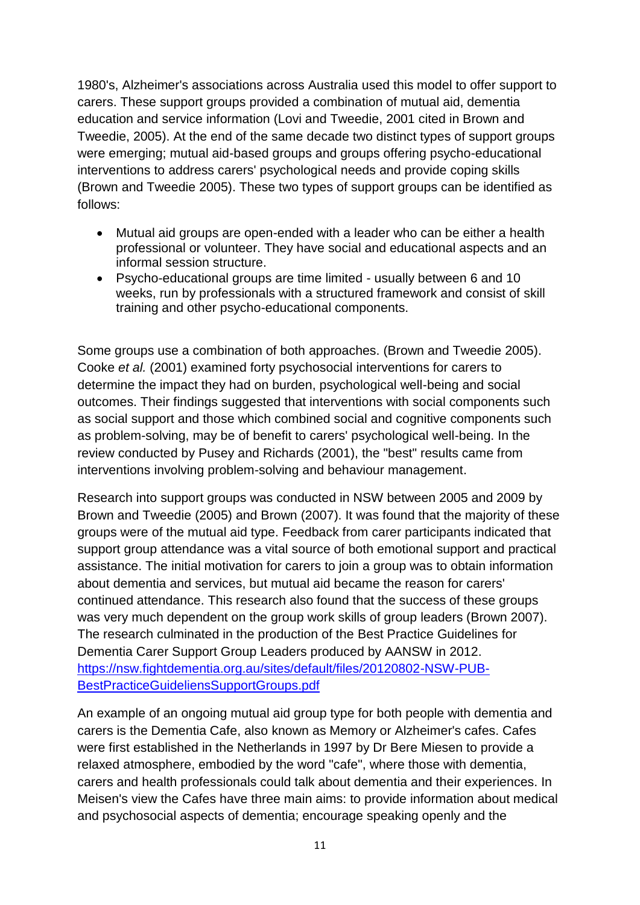1980's, Alzheimer's associations across Australia used this model to offer support to carers. These support groups provided a combination of mutual aid, dementia education and service information (Lovi and Tweedie, 2001 cited in Brown and Tweedie, 2005). At the end of the same decade two distinct types of support groups were emerging; mutual aid-based groups and groups offering psycho-educational interventions to address carers' psychological needs and provide coping skills (Brown and Tweedie 2005). These two types of support groups can be identified as follows:

- Mutual aid groups are open-ended with a leader who can be either a health professional or volunteer. They have social and educational aspects and an informal session structure.
- Psycho-educational groups are time limited - usually between 6 and 10 weeks, run by professionals with a structured framework and consist of skill training and other psycho-educational components.

Some groups use a combination of both approaches. (Brown and Tweedie 2005). Cooke *et al.* (2001) examined forty psychosocial interventions for carers to determine the impact they had on burden, psychological well-being and social outcomes. Their findings suggested that interventions with social components such as social support and those which combined social and cognitive components such as problem-solving, may be of benefit to carers' psychological well-being. In the review conducted by Pusey and Richards (2001), the "best" results came from interventions involving problem-solving and behaviour management.

Research into support groups was conducted in NSW between 2005 and 2009 by Brown and Tweedie (2005) and Brown (2007). It was found that the majority of these groups were of the mutual aid type. Feedback from carer participants indicated that support group attendance was a vital source of both emotional support and practical assistance. The initial motivation for carers to join a group was to obtain information about dementia and services, but mutual aid became the reason for carers' continued attendance. This research also found that the success of these groups was very much dependent on the group work skills of group leaders (Brown 2007). The research culminated in the production of the Best Practice Guidelines for Dementia Carer Support Group Leaders produced by AANSW in 2012. [https://nsw.fightdementia.org.au/sites/default/files/20120802-NSW-PUB-BestPracticeGuideliensSupportGroups.pdf](https://nsw.fightdementia.org.au/sites/default/files/20120802-NSW-PUB-BestPracticeGuideliensSupportGroups.pdf)

An example of an ongoing mutual aid group type for both people with dementia and carers is the Dementia Cafe, also known as Memory or Alzheimer's cafes. Cafes were first established in the Netherlands in 1997 by Dr Bere Miesen to provide a relaxed atmosphere, embodied by the word "cafe", where those with dementia, carers and health professionals could talk about dementia and their experiences. In Meisen's view the Cafes have three main aims: to provide information about medical and psychosocial aspects of dementia; encourage speaking openly and the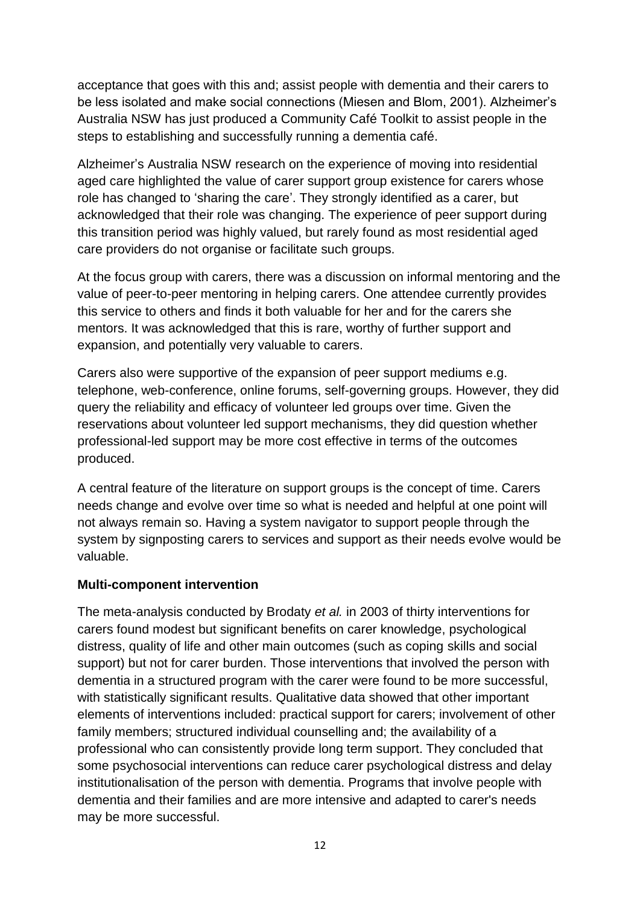acceptance that goes with this and; assist people with dementia and their carers to be less isolated and make social connections (Miesen and Blom, 2001). Alzheimer's Australia NSW has just produced a Community Café Toolkit to assist people in the steps to establishing and successfully running a dementia café.

Alzheimer's Australia NSW research on the experience of moving into residential aged care highlighted the value of carer support group existence for carers whose role has changed to 'sharing the care'. They strongly identified as a carer, but acknowledged that their role was changing. The experience of peer support during this transition period was highly valued, but rarely found as most residential aged care providers do not organise or facilitate such groups.

At the focus group with carers, there was a discussion on informal mentoring and the value of peer-to-peer mentoring in helping carers. One attendee currently provides this service to others and finds it both valuable for her and for the carers she mentors. It was acknowledged that this is rare, worthy of further support and expansion, and potentially very valuable to carers.

Carers also were supportive of the expansion of peer support mediums e.g. telephone, web-conference, online forums, self-governing groups. However, they did query the reliability and efficacy of volunteer led groups over time. Given the reservations about volunteer led support mechanisms, they did question whether professional-led support may be more cost effective in terms of the outcomes produced.

A central feature of the literature on support groups is the concept of time. Carers needs change and evolve over time so what is needed and helpful at one point will not always remain so. Having a system navigator to support people through the system by signposting carers to services and support as their needs evolve would be valuable.

**Multi-component intervention**

The meta-analysis conducted by Brodaty *et al.* in 2003 of thirty interventions for carers found modest but significant benefits on carer knowledge, psychological distress, quality of life and other main outcomes (such as coping skills and social support) but not for carer burden. Those interventions that involved the person with dementia in a structured program with the carer were found to be more successful, with statistically significant results. Qualitative data showed that other important elements of interventions included: practical support for carers; involvement of other family members; structured individual counselling and; the availability of a professional who can consistently provide long term support. They concluded that some psychosocial interventions can reduce carer psychological distress and delay institutionalisation of the person with dementia. Programs that involve people with dementia and their families and are more intensive and adapted to carer's needs may be more successful.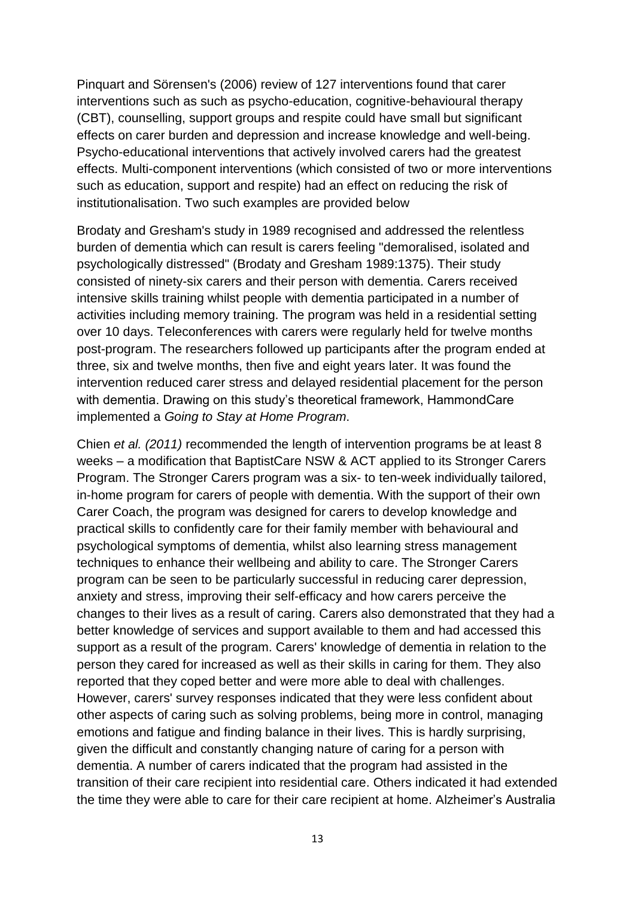Pinquart and Sörensen's (2006) review of 127 interventions found that carer interventions such as such as psycho-education, cognitive-behavioural therapy (CBT), counselling, support groups and respite could have small but significant effects on carer burden and depression and increase knowledge and well-being. Psycho-educational interventions that actively involved carers had the greatest effects. Multi-component interventions (which consisted of two or more interventions such as education, support and respite) had an effect on reducing the risk of institutionalisation. Two such examples are provided below

Brodaty and Gresham's study in 1989 recognised and addressed the relentless burden of dementia which can result is carers feeling "demoralised, isolated and psychologically distressed" (Brodaty and Gresham 1989:1375). Their study consisted of ninety-six carers and their person with dementia. Carers received intensive skills training whilst people with dementia participated in a number of activities including memory training. The program was held in a residential setting over 10 days. Teleconferences with carers were regularly held for twelve months post-program. The researchers followed up participants after the program ended at three, six and twelve months, then five and eight years later. It was found the intervention reduced carer stress and delayed residential placement for the person with dementia. Drawing on this study's theoretical framework, HammondCare implemented a *Going to Stay at Home Program*.

Chien *et al. (2011)* recommended the length of intervention programs be at least 8 weeks – a modification that BaptistCare NSW & ACT applied to its Stronger Carers Program. The Stronger Carers program was a six- to ten-week individually tailored, in-home program for carers of people with dementia. With the support of their own Carer Coach, the program was designed for carers to develop knowledge and practical skills to confidently care for their family member with behavioural and psychological symptoms of dementia, whilst also learning stress management techniques to enhance their wellbeing and ability to care. The Stronger Carers program can be seen to be particularly successful in reducing carer depression, anxiety and stress, improving their self-efficacy and how carers perceive the changes to their lives as a result of caring. Carers also demonstrated that they had a better knowledge of services and support available to them and had accessed this support as a result of the program. Carers' knowledge of dementia in relation to the person they cared for increased as well as their skills in caring for them. They also reported that they coped better and were more able to deal with challenges. However, carers' survey responses indicated that they were less confident about other aspects of caring such as solving problems, being more in control, managing emotions and fatigue and finding balance in their lives. This is hardly surprising, given the difficult and constantly changing nature of caring for a person with dementia. A number of carers indicated that the program had assisted in the transition of their care recipient into residential care. Others indicated it had extended the time they were able to care for their care recipient at home. Alzheimer's Australia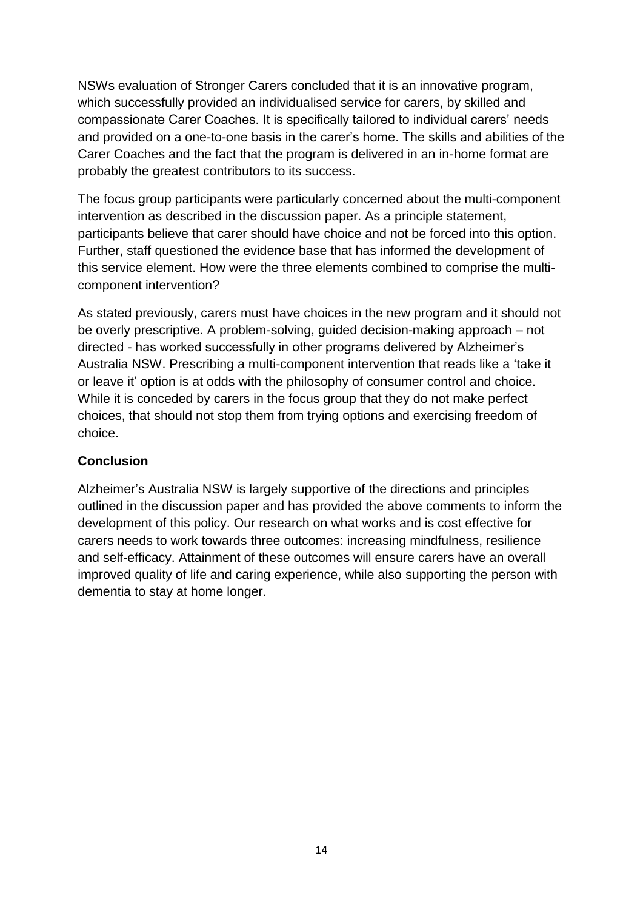NSWs evaluation of Stronger Carers concluded that it is an innovative program, which successfully provided an individualised service for carers, by skilled and compassionate Carer Coaches. It is specifically tailored to individual carers' needs and provided on a one-to-one basis in the carer's home. The skills and abilities of the Carer Coaches and the fact that the program is delivered in an in-home format are probably the greatest contributors to its success.

The focus group participants were particularly concerned about the multi-component intervention as described in the discussion paper. As a principle statement, participants believe that carer should have choice and not be forced into this option. Further, staff questioned the evidence base that has informed the development of this service element. How were the three elements combined to comprise the multi-component intervention?

As stated previously, carers must have choices in the new program and it should not be overly prescriptive. A problem-solving, guided decision-making approach – not directed - has worked successfully in other programs delivered by Alzheimer's Australia NSW. Prescribing a multi-component intervention that reads like a 'take it or leave it' option is at odds with the philosophy of consumer control and choice. While it is conceded by carers in the focus group that they do not make perfect choices, that should not stop them from trying options and exercising freedom of choice.

**Conclusion**

Alzheimer's Australia NSW is largely supportive of the directions and principles outlined in the discussion paper and has provided the above comments to inform the development of this policy. Our research on what works and is cost effective for carers needs to work towards three outcomes: increasing mindfulness, resilience and self-efficacy. Attainment of these outcomes will ensure carers have an overall improved quality of life and caring experience, while also supporting the person with dementia to stay at home longer.